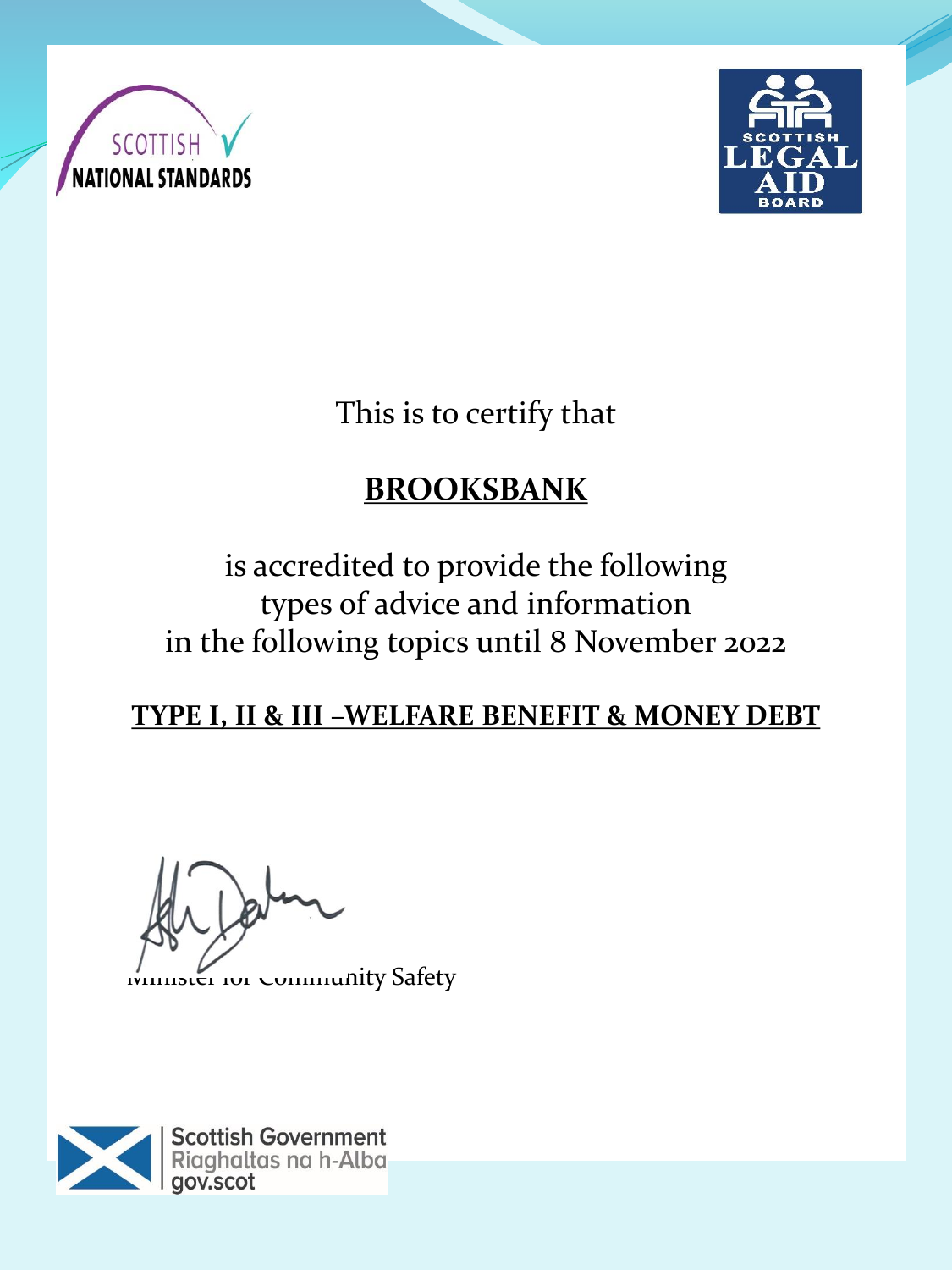SCOTTISH NATIONAL STANDARDS

SCOTTISH LEGAL AID BOARD

This is to certify that

**BROOKSBANK**

is accredited to provide the following
types of advice and information
in the following topics until 8 November 2022

**TYPE I, II & III –WELFARE BENEFIT & MONEY DEBT**

Minister for Community Safety

Scottish Government
Riaghaltas na h-Alba
gov.scot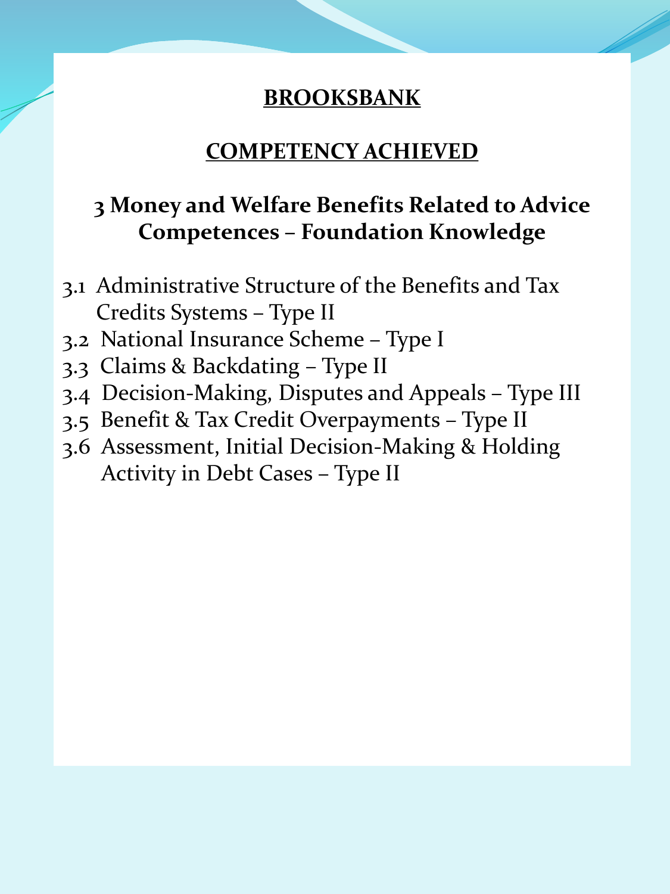# BROOKSBANK

## COMPETENCY ACHIEVED

### 3 Money and Welfare Benefits Related to Advice Competences – Foundation Knowledge

3.1 Administrative Structure of the Benefits and Tax Credits Systems – Type II
3.2 National Insurance Scheme – Type I
3.3 Claims & Backdating – Type II
3.4 Decision-Making, Disputes and Appeals – Type III
3.5 Benefit & Tax Credit Overpayments – Type II
3.6 Assessment, Initial Decision-Making & Holding Activity in Debt Cases – Type II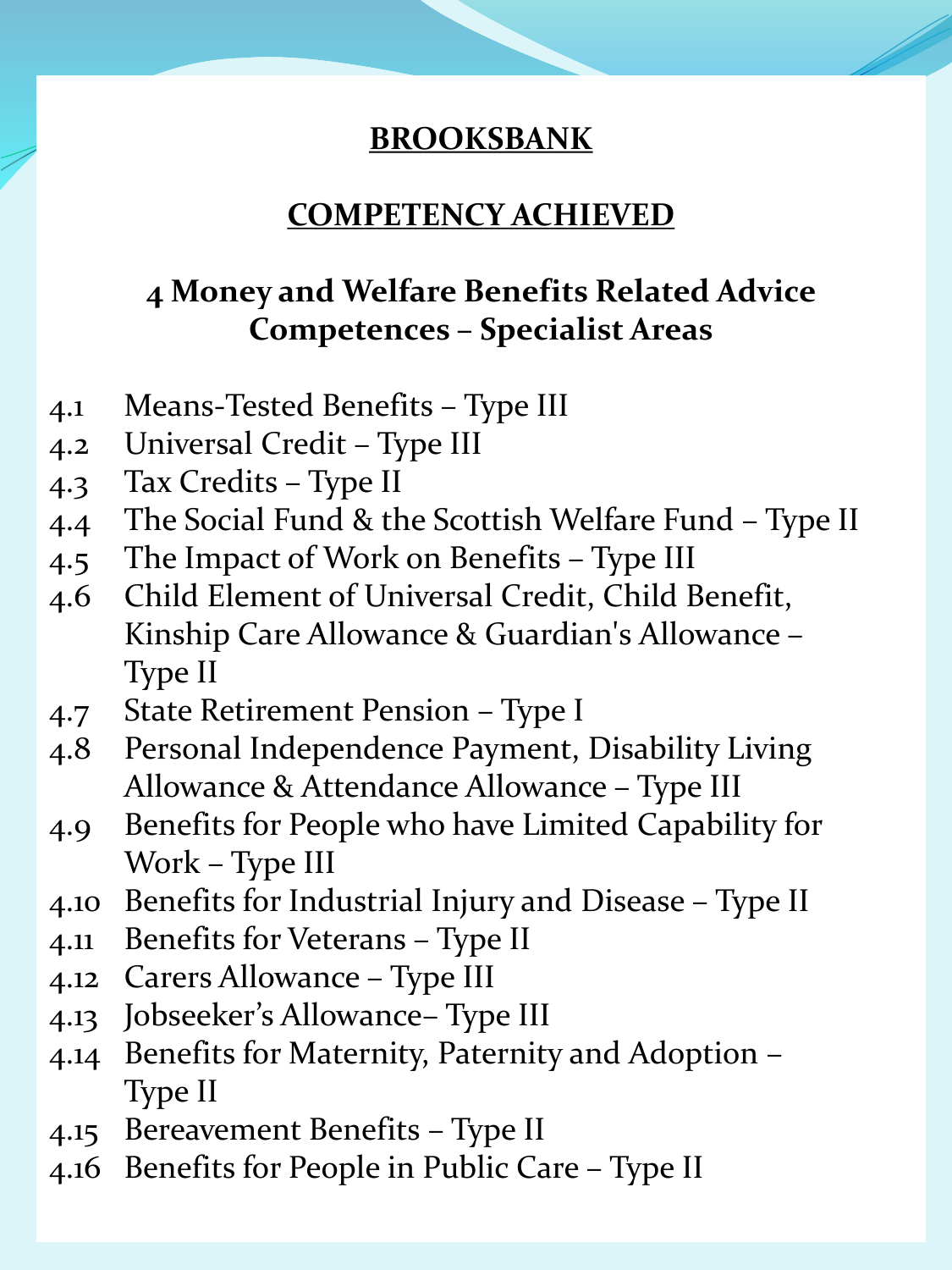**BROOKSBANK**

**COMPETENCY ACHIEVED**

## 4 Money and Welfare Benefits Related Advice Competences – Specialist Areas

- 4.1 Means-Tested Benefits – Type III
- 4.2 Universal Credit – Type III
- 4.3 Tax Credits – Type II
- 4.4 The Social Fund & the Scottish Welfare Fund – Type II
- 4.5 The Impact of Work on Benefits – Type III
- 4.6 Child Element of Universal Credit, Child Benefit, Kinship Care Allowance & Guardian's Allowance – Type II
- 4.7 State Retirement Pension – Type I
- 4.8 Personal Independence Payment, Disability Living Allowance & Attendance Allowance – Type III
- 4.9 Benefits for People who have Limited Capability for Work – Type III
- 4.10 Benefits for Industrial Injury and Disease – Type II
- 4.11 Benefits for Veterans – Type II
- 4.12 Carers Allowance – Type III
- 4.13 Jobseeker's Allowance– Type III
- 4.14 Benefits for Maternity, Paternity and Adoption – Type II
- 4.15 Bereavement Benefits – Type II
- 4.16 Benefits for People in Public Care – Type II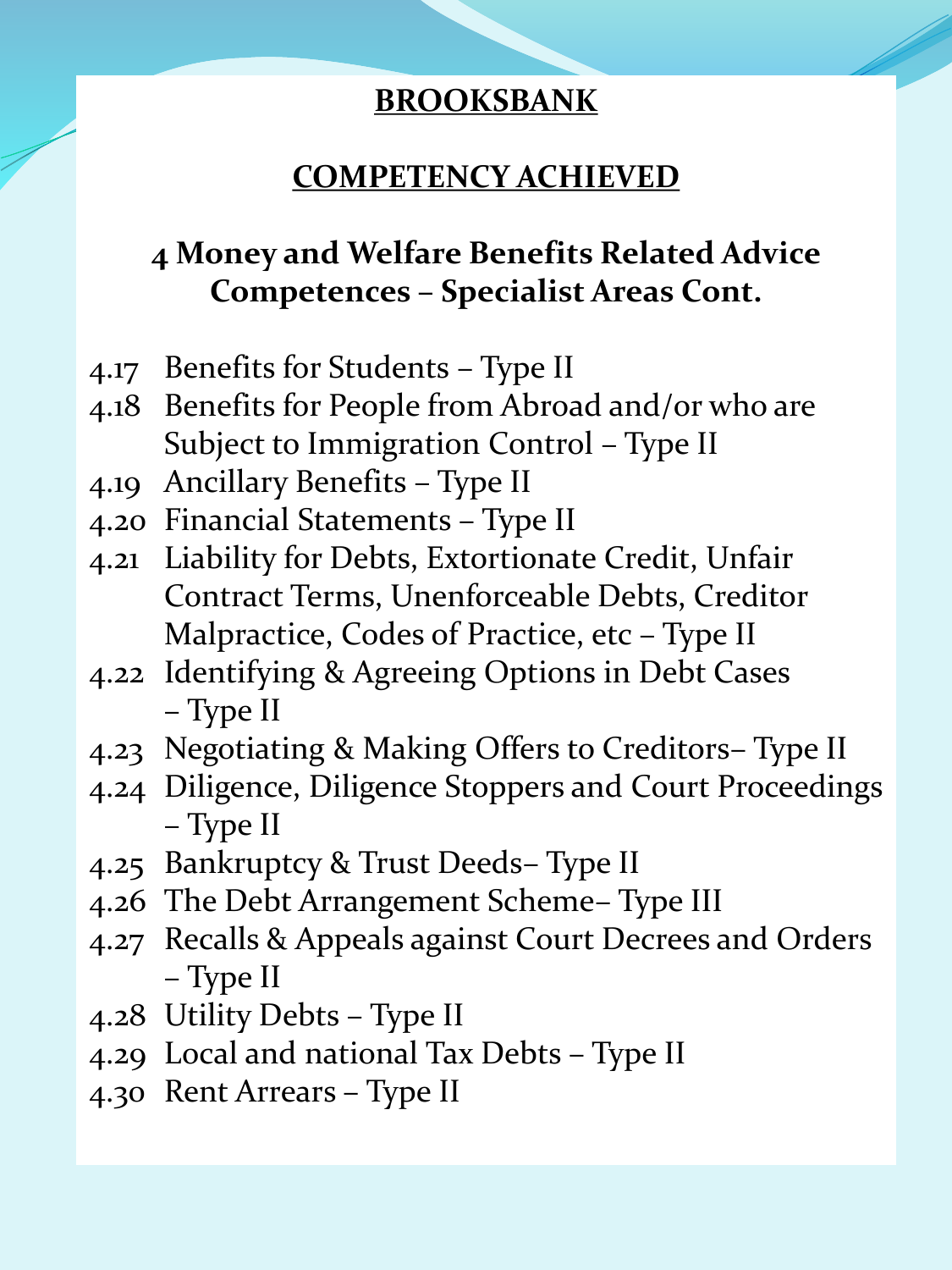# BROOKSBANK

## COMPETENCY ACHIEVED

### 4 Money and Welfare Benefits Related Advice Competences – Specialist Areas Cont.

- 4.17 Benefits for Students – Type II
- 4.18 Benefits for People from Abroad and/or who are Subject to Immigration Control – Type II
- 4.19 Ancillary Benefits – Type II
- 4.20 Financial Statements – Type II
- 4.21 Liability for Debts, Extortionate Credit, Unfair Contract Terms, Unenforceable Debts, Creditor Malpractice, Codes of Practice, etc – Type II
- 4.22 Identifying & Agreeing Options in Debt Cases – Type II
- 4.23 Negotiating & Making Offers to Creditors– Type II
- 4.24 Diligence, Diligence Stoppers and Court Proceedings – Type II
- 4.25 Bankruptcy & Trust Deeds– Type II
- 4.26 The Debt Arrangement Scheme– Type III
- 4.27 Recalls & Appeals against Court Decrees and Orders – Type II
- 4.28 Utility Debts – Type II
- 4.29 Local and national Tax Debts – Type II
- 4.30 Rent Arrears – Type II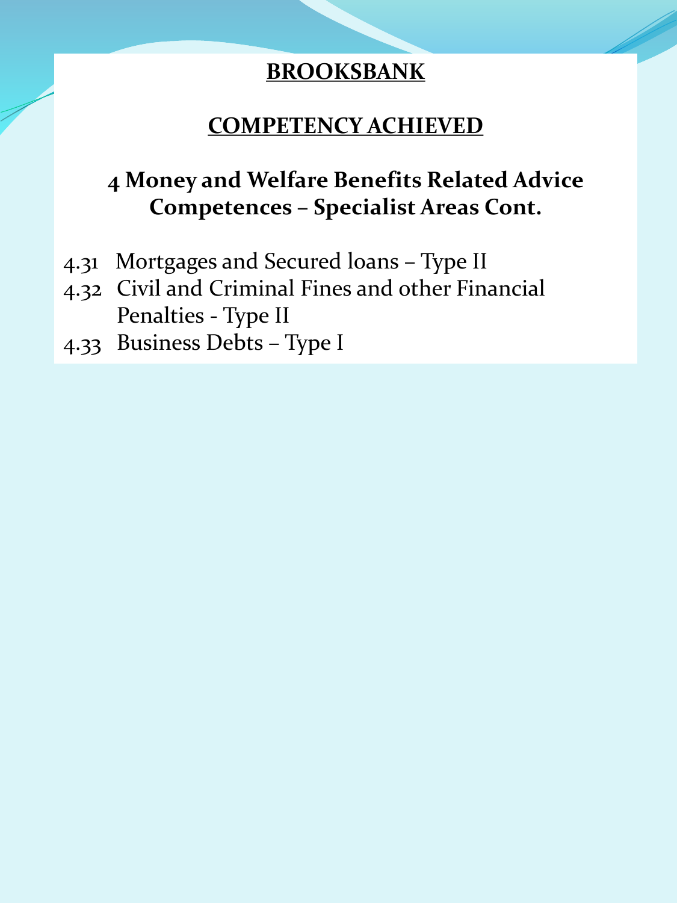# BROOKSBANK

## COMPETENCY ACHIEVED

### 4 Money and Welfare Benefits Related Advice Competences – Specialist Areas Cont.

- 4.31 Mortgages and Secured loans – Type II
- 4.32 Civil and Criminal Fines and other Financial Penalties - Type II
- 4.33 Business Debts – Type I